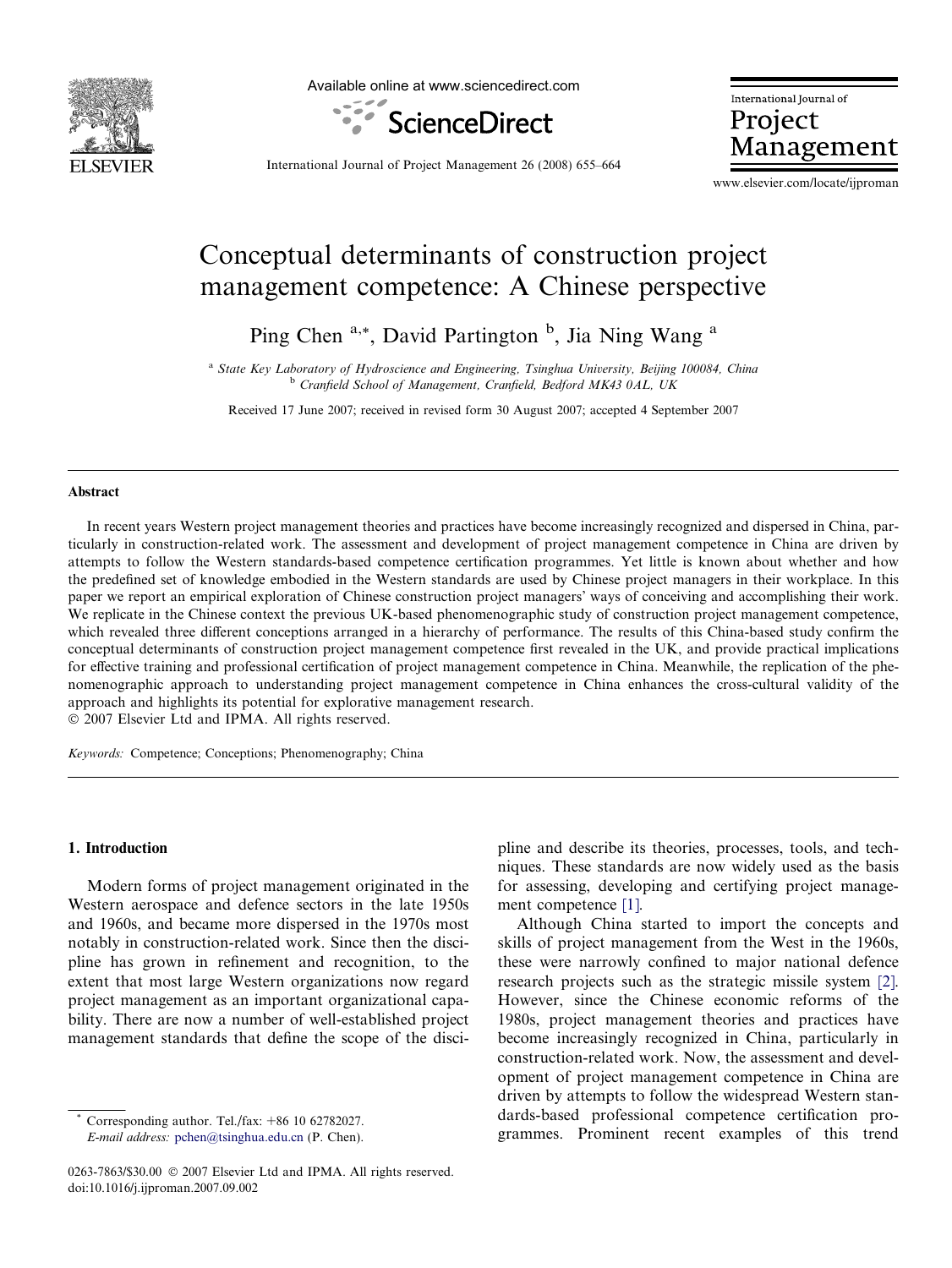# Conceptual determinants of construction project management competence: A Chinese perspective

Ping Chen [a,*], David Partington [b], Jia Ning Wang [a]

[a] State Key Laboratory of Hydroscience and Engineering, Tsinghua University, Beijing 100084, China
[b] Cranfield School of Management, Cranfield, Bedford MK43 0AL, UK

Received 17 June 2007; received in revised form 30 August 2007; accepted 4 September 2007

## Abstract

In recent years Western project management theories and practices have become increasingly recognized and dispersed in China, particularly in construction-related work. The assessment and development of project management competence in China are driven by attempts to follow the Western standards-based competence certification programmes. Yet little is known about whether and how the predefined set of knowledge embodied in the Western standards are used by Chinese project managers in their workplace. In this paper we report an empirical exploration of Chinese construction project managers' ways of conceiving and accomplishing their work. We replicate in the Chinese context the previous UK-based phenomenographic study of construction project management competence, which revealed three different conceptions arranged in a hierarchy of performance. The results of this China-based study confirm the conceptual determinants of construction project management competence first revealed in the UK, and provide practical implications for effective training and professional certification of project management competence in China. Meanwhile, the replication of the phenomenographic approach to understanding project management competence in China enhances the cross-cultural validity of the approach and highlights its potential for explorative management research.

© 2007 Elsevier Ltd and IPMA. All rights reserved.

*Keywords:* Competence; Conceptions; Phenomenography; China

## 1. Introduction

Modern forms of project management originated in the Western aerospace and defence sectors in the late 1950s and 1960s, and became more dispersed in the 1970s most notably in construction-related work. Since then the discipline has grown in refinement and recognition, to the extent that most large Western organizations now regard project management as an important organizational capability. There are now a number of well-established project management standards that define the scope of the discipline and describe its theories, processes, tools, and techniques. These standards are now widely used as the basis for assessing, developing and certifying project management competence [1].

Although China started to import the concepts and skills of project management from the West in the 1960s, these were narrowly confined to major national defence research projects such as the strategic missile system [2]. However, since the Chinese economic reforms of the 1980s, project management theories and practices have become increasingly recognized in China, particularly in construction-related work. Now, the assessment and development of project management competence in China are driven by attempts to follow the widespread Western standards-based professional competence certification programmes. Prominent recent examples of this trend

* Corresponding author. Tel./fax: +86 10 62782027.
*E-mail address:* pchen@tsinghua.edu.cn (P. Chen).

0263-7863/$30.00 © 2007 Elsevier Ltd and IPMA. All rights reserved.
doi:10.1016/j.ijproman.2007.09.002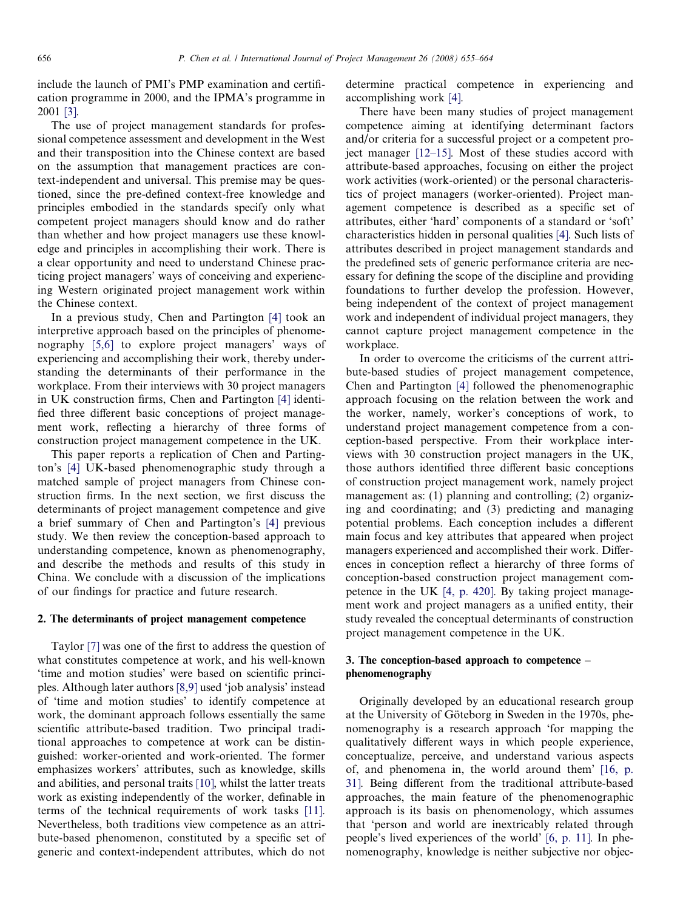include the launch of PMI's PMP examination and certification programme in 2000, and the IPMA's programme in 2001 [3].

The use of project management standards for professional competence assessment and development in the West and their transposition into the Chinese context are based on the assumption that management practices are context-independent and universal. This premise may be questioned, since the pre-defined context-free knowledge and principles embodied in the standards specify only what competent project managers should know and do rather than whether and how project managers use these knowledge and principles in accomplishing their work. There is a clear opportunity and need to understand Chinese practicing project managers' ways of conceiving and experiencing Western originated project management work within the Chinese context.

In a previous study, Chen and Partington [4] took an interpretive approach based on the principles of phenomenography [5,6] to explore project managers' ways of experiencing and accomplishing their work, thereby understanding the determinants of their performance in the workplace. From their interviews with 30 project managers in UK construction firms, Chen and Partington [4] identified three different basic conceptions of project management work, reflecting a hierarchy of three forms of construction project management competence in the UK.

This paper reports a replication of Chen and Partington's [4] UK-based phenomenographic study through a matched sample of project managers from Chinese construction firms. In the next section, we first discuss the determinants of project management competence and give a brief summary of Chen and Partington's [4] previous study. We then review the conception-based approach to understanding competence, known as phenomenography, and describe the methods and results of this study in China. We conclude with a discussion of the implications of our findings for practice and future research.

## 2. The determinants of project management competence

Taylor [7] was one of the first to address the question of what constitutes competence at work, and his well-known 'time and motion studies' were based on scientific principles. Although later authors [8,9] used 'job analysis' instead of 'time and motion studies' to identify competence at work, the dominant approach follows essentially the same scientific attribute-based tradition. Two principal traditional approaches to competence at work can be distinguished: worker-oriented and work-oriented. The former emphasizes workers' attributes, such as knowledge, skills and abilities, and personal traits [10], whilst the latter treats work as existing independently of the worker, definable in terms of the technical requirements of work tasks [11]. Nevertheless, both traditions view competence as an attribute-based phenomenon, constituted by a specific set of generic and context-independent attributes, which do not determine practical competence in experiencing and accomplishing work [4].

There have been many studies of project management competence aiming at identifying determinant factors and/or criteria for a successful project or a competent project manager [12–15]. Most of these studies accord with attribute-based approaches, focusing on either the project work activities (work-oriented) or the personal characteristics of project managers (worker-oriented). Project management competence is described as a specific set of attributes, either 'hard' components of a standard or 'soft' characteristics hidden in personal qualities [4]. Such lists of attributes described in project management standards and the predefined sets of generic performance criteria are necessary for defining the scope of the discipline and providing foundations to further develop the profession. However, being independent of the context of project management work and independent of individual project managers, they cannot capture project management competence in the workplace.

In order to overcome the criticisms of the current attribute-based studies of project management competence, Chen and Partington [4] followed the phenomenographic approach focusing on the relation between the work and the worker, namely, worker's conceptions of work, to understand project management competence from a conception-based perspective. From their workplace interviews with 30 construction project managers in the UK, those authors identified three different basic conceptions of construction project management work, namely project management as: (1) planning and controlling; (2) organizing and coordinating; and (3) predicting and managing potential problems. Each conception includes a different main focus and key attributes that appeared when project managers experienced and accomplished their work. Differences in conception reflect a hierarchy of three forms of conception-based construction project management competence in the UK [4, p. 420]. By taking project management work and project managers as a unified entity, their study revealed the conceptual determinants of construction project management competence in the UK.

## 3. The conception-based approach to competence – phenomenography

Originally developed by an educational research group at the University of Göteborg in Sweden in the 1970s, phenomenography is a research approach 'for mapping the qualitatively different ways in which people experience, conceptualize, perceive, and understand various aspects of, and phenomena in, the world around them' [16, p. 31]. Being different from the traditional attribute-based approaches, the main feature of the phenomenographic approach is its basis on phenomenology, which assumes that 'person and world are inextricably related through people's lived experiences of the world' [6, p. 11]. In phenomenography, knowledge is neither subjective nor objec-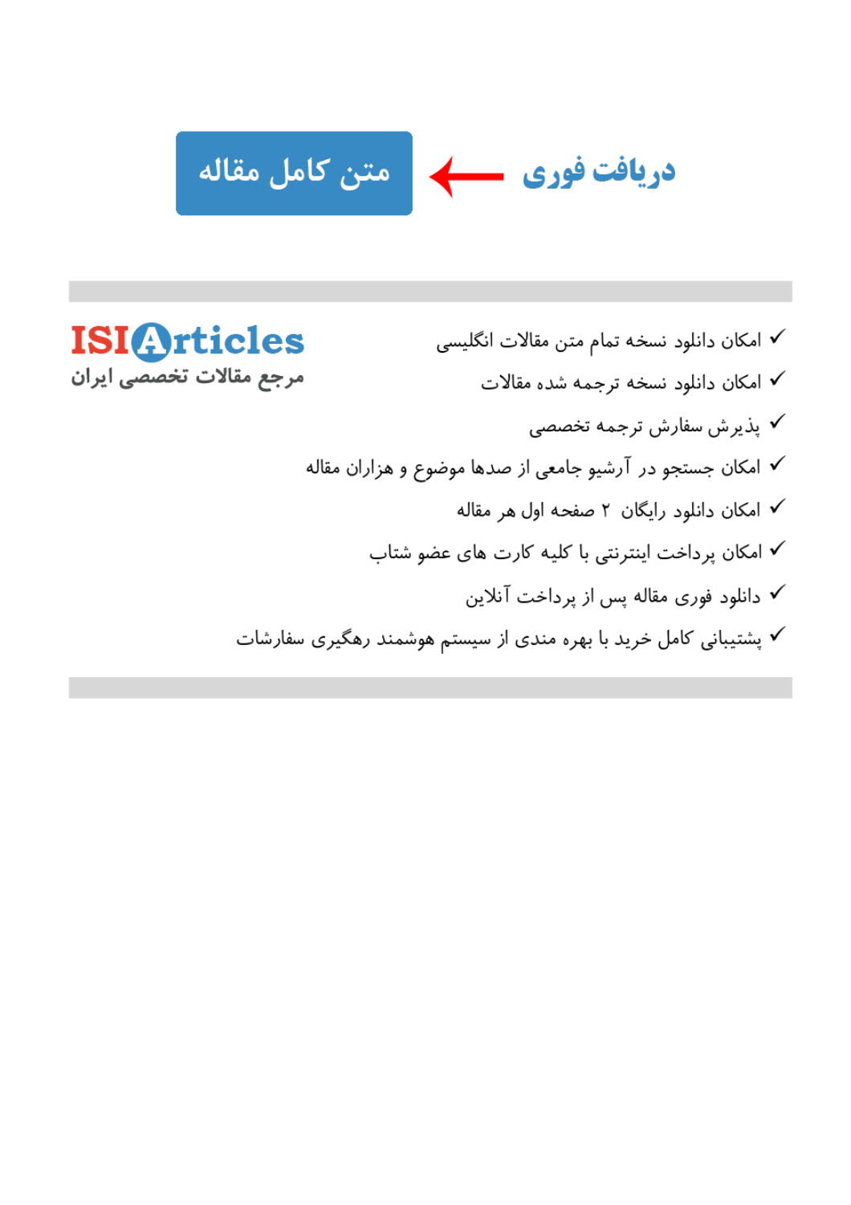دریافت فوری ← **متن کامل مقاله**

**ISIArticles**
مرجع مقالات تخصصی ایران

- ✓ امکان دانلود نسخه تمام متن مقالات انگلیسی
- ✓ امکان دانلود نسخه ترجمه شده مقالات
- ✓ پذیرش سفارش ترجمه تخصصی
- ✓ امکان جستجو در آرشیو جامعی از صدها موضوع و هزاران مقاله
- ✓ امکان دانلود رایگان ۲ صفحه اول هر مقاله
- ✓ امکان پرداخت اینترنتی با کلیه کارت های عضو شتاب
- ✓ دانلود فوری مقاله پس از پرداخت آنلاین
- ✓ پشتیبانی کامل خرید با بهره مندی از سیستم هوشمند رهگیری سفارشات